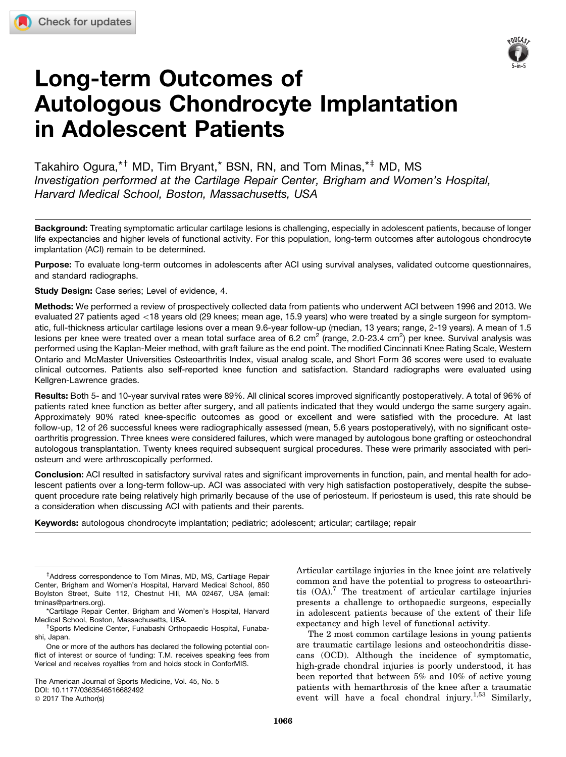# Long-term Outcomes of Autologous Chondrocyte Implantation in Adolescent Patients

Takahiro Ogura,[*†] MD, Tim Bryant,[*] BSN, RN, and Tom Minas,[*‡] MD, MS

*Investigation performed at the Cartilage Repair Center, Brigham and Women's Hospital, Harvard Medical School, Boston, Massachusetts, USA*

**Background:** Treating symptomatic articular cartilage lesions is challenging, especially in adolescent patients, because of longer life expectancies and higher levels of functional activity. For this population, long-term outcomes after autologous chondrocyte implantation (ACI) remain to be determined.

**Purpose:** To evaluate long-term outcomes in adolescents after ACI using survival analyses, validated outcome questionnaires, and standard radiographs.

**Study Design:** Case series; Level of evidence, 4.

**Methods:** We performed a review of prospectively collected data from patients who underwent ACI between 1996 and 2013. We evaluated 27 patients aged <18 years old (29 knees; mean age, 15.9 years) who were treated by a single surgeon for symptomatic, full-thickness articular cartilage lesions over a mean 9.6-year follow-up (median, 13 years; range, 2-19 years). A mean of 1.5 lesions per knee were treated over a mean total surface area of 6.2 cm$^2$ (range, 2.0-23.4 cm$^2$) per knee. Survival analysis was performed using the Kaplan-Meier method, with graft failure as the end point. The modified Cincinnati Knee Rating Scale, Western Ontario and McMaster Universities Osteoarthritis Index, visual analog scale, and Short Form 36 scores were used to evaluate clinical outcomes. Patients also self-reported knee function and satisfaction. Standard radiographs were evaluated using Kellgren-Lawrence grades.

**Results:** Both 5- and 10-year survival rates were 89%. All clinical scores improved significantly postoperatively. A total of 96% of patients rated knee function as better after surgery, and all patients indicated that they would undergo the same surgery again. Approximately 90% rated knee-specific outcomes as good or excellent and were satisfied with the procedure. At last follow-up, 12 of 26 successful knees were radiographically assessed (mean, 5.6 years postoperatively), with no significant osteoarthritis progression. Three knees were considered failures, which were managed by autologous bone grafting or osteochondral autologous transplantation. Twenty knees required subsequent surgical procedures. These were primarily associated with periosteum and were arthroscopically performed.

**Conclusion:** ACI resulted in satisfactory survival rates and significant improvements in function, pain, and mental health for adolescent patients over a long-term follow-up. ACI was associated with very high satisfaction postoperatively, despite the subsequent procedure rate being relatively high primarily because of the use of periosteum. If periosteum is used, this rate should be a consideration when discussing ACI with patients and their parents.

**Keywords:** autologous chondrocyte implantation; pediatric; adolescent; articular; cartilage; repair

Articular cartilage injuries in the knee joint are relatively common and have the potential to progress to osteoarthritis (OA).[7] The treatment of articular cartilage injuries presents a challenge to orthopaedic surgeons, especially in adolescent patients because of the extent of their life expectancy and high level of functional activity.

The 2 most common cartilage lesions in young patients are traumatic cartilage lesions and osteochondritis dissecans (OCD). Although the incidence of symptomatic, high-grade chondral injuries is poorly understood, it has been reported that between 5% and 10% of active young patients with hemarthrosis of the knee after a traumatic event will have a focal chondral injury.[1,53] Similarly,

‡Address correspondence to Tom Minas, MD, MS, Cartilage Repair Center, Brigham and Women's Hospital, Harvard Medical School, 850 Boylston Street, Suite 112, Chestnut Hill, MA 02467, USA (email: tminas@partners.org).

*Cartilage Repair Center, Brigham and Women's Hospital, Harvard Medical School, Boston, Massachusetts, USA.

†Sports Medicine Center, Funabashi Orthopaedic Hospital, Funabashi, Japan.

One or more of the authors has declared the following potential conflict of interest or source of funding: T.M. receives speaking fees from Vericel and receives royalties from and holds stock in ConforMIS.

The American Journal of Sports Medicine, Vol. 45, No. 5
DOI: 10.1177/0363546516682492
© 2017 The Author(s)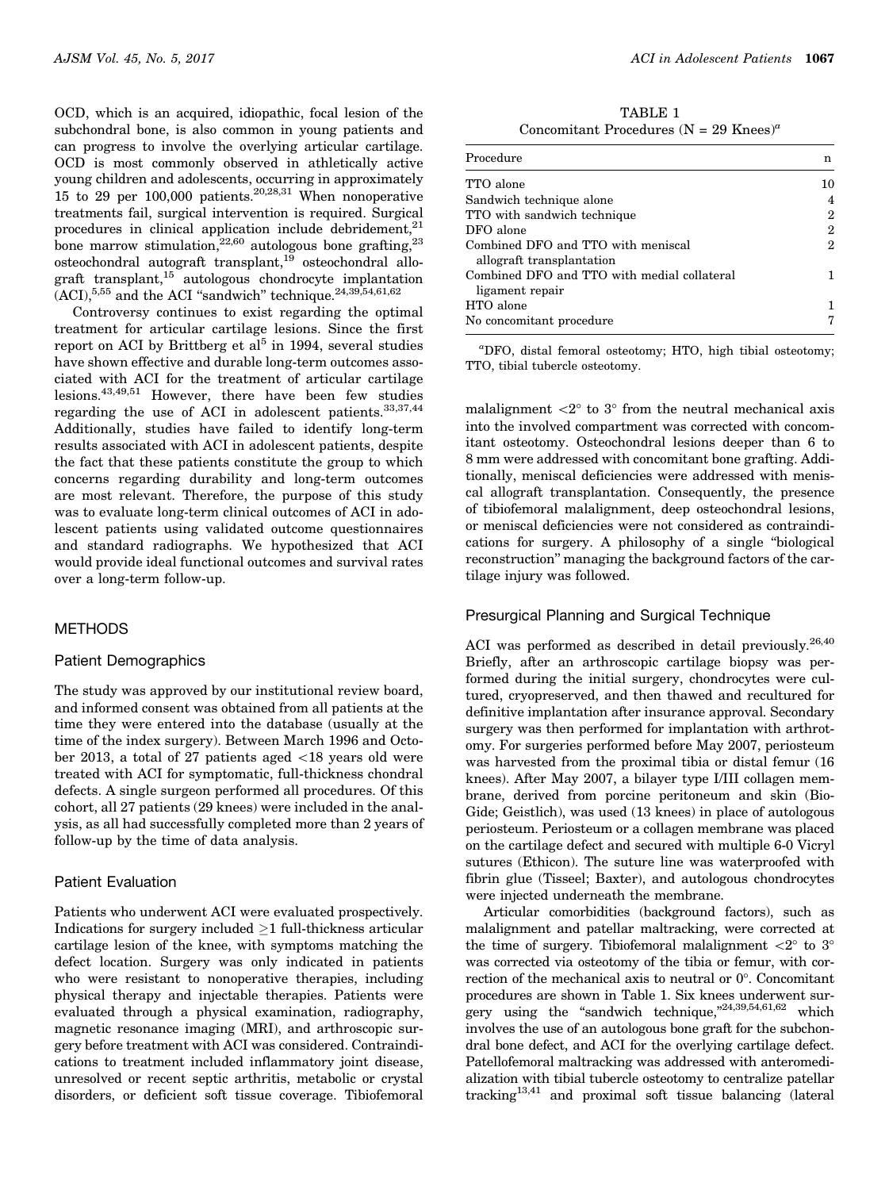OCD, which is an acquired, idiopathic, focal lesion of the subchondral bone, is also common in young patients and can progress to involve the overlying articular cartilage. OCD is most commonly observed in athletically active young children and adolescents, occurring in approximately 15 to 29 per 100,000 patients.[20,28,31] When nonoperative treatments fail, surgical intervention is required. Surgical procedures in clinical application include debridement,[21] bone marrow stimulation,[22,60] autologous bone grafting,[23] osteochondral autograft transplant,[19] osteochondral allograft transplant,[15] autologous chondrocyte implantation (ACI),[5,55] and the ACI "sandwich" technique.[24,39,54,61,62]

Controversy continues to exist regarding the optimal treatment for articular cartilage lesions. Since the first report on ACI by Brittberg et al[5] in 1994, several studies have shown effective and durable long-term outcomes associated with ACI for the treatment of articular cartilage lesions.[43,49,51] However, there have been few studies regarding the use of ACI in adolescent patients.[33,37,44] Additionally, studies have failed to identify long-term results associated with ACI in adolescent patients, despite the fact that these patients constitute the group to which concerns regarding durability and long-term outcomes are most relevant. Therefore, the purpose of this study was to evaluate long-term clinical outcomes of ACI in adolescent patients using validated outcome questionnaires and standard radiographs. We hypothesized that ACI would provide ideal functional outcomes and survival rates over a long-term follow-up.

## METHODS

### Patient Demographics

The study was approved by our institutional review board, and informed consent was obtained from all patients at the time they were entered into the database (usually at the time of the index surgery). Between March 1996 and October 2013, a total of 27 patients aged <18 years old were treated with ACI for symptomatic, full-thickness chondral defects. A single surgeon performed all procedures. Of this cohort, all 27 patients (29 knees) were included in the analysis, as all had successfully completed more than 2 years of follow-up by the time of data analysis.

### Patient Evaluation

Patients who underwent ACI were evaluated prospectively. Indications for surgery included ≥1 full-thickness articular cartilage lesion of the knee, with symptoms matching the defect location. Surgery was only indicated in patients who were resistant to nonoperative therapies, including physical therapy and injectable therapies. Patients were evaluated through a physical examination, radiography, magnetic resonance imaging (MRI), and arthroscopic surgery before treatment with ACI was considered. Contraindications to treatment included inflammatory joint disease, unresolved or recent septic arthritis, metabolic or crystal disorders, or deficient soft tissue coverage. Tibiofemoral malalignment <2° to 3° from the neutral mechanical axis into the involved compartment was corrected with concomitant osteotomy. Osteochondral lesions deeper than 6 to 8 mm were addressed with concomitant bone grafting. Additionally, meniscal deficiencies were addressed with meniscal allograft transplantation. Consequently, the presence of tibiofemoral malalignment, deep osteochondral lesions, or meniscal deficiencies were not considered as contraindications for surgery. A philosophy of a single "biological reconstruction" managing the background factors of the cartilage injury was followed.

TABLE 1
Concomitant Procedures (N = 29 Knees)[a]

| Procedure | n |
|---|---|
| TTO alone | 10 |
| Sandwich technique alone | 4 |
| TTO with sandwich technique | 2 |
| DFO alone | 2 |
| Combined DFO and TTO with meniscal allograft transplantation | 2 |
| Combined DFO and TTO with medial collateral ligament repair | 1 |
| HTO alone | 1 |
| No concomitant procedure | 7 |

[a]DFO, distal femoral osteotomy; HTO, high tibial osteotomy; TTO, tibial tubercle osteotomy.

### Presurgical Planning and Surgical Technique

ACI was performed as described in detail previously.[26,40] Briefly, after an arthroscopic cartilage biopsy was performed during the initial surgery, chondrocytes were cultured, cryopreserved, and then thawed and recultured for definitive implantation after insurance approval. Secondary surgery was then performed for implantation with arthrotomy. For surgeries performed before May 2007, periosteum was harvested from the proximal tibia or distal femur (16 knees). After May 2007, a bilayer type I/III collagen membrane, derived from porcine peritoneum and skin (Bio-Gide; Geistlich), was used (13 knees) in place of autologous periosteum. Periosteum or a collagen membrane was placed on the cartilage defect and secured with multiple 6-0 Vicryl sutures (Ethicon). The suture line was waterproofed with fibrin glue (Tisseel; Baxter), and autologous chondrocytes were injected underneath the membrane.

Articular comorbidities (background factors), such as malalignment and patellar maltracking, were corrected at the time of surgery. Tibiofemoral malalignment <2° to 3° was corrected via osteotomy of the tibia or femur, with correction of the mechanical axis to neutral or 0°. Concomitant procedures are shown in Table 1. Six knees underwent surgery using the "sandwich technique,"[24,39,54,61,62] which involves the use of an autologous bone graft for the subchondral bone defect, and ACI for the overlying cartilage defect. Patellofemoral maltracking was addressed with anteromedialization with tibial tubercle osteotomy to centralize patellar tracking[13,41] and proximal soft tissue balancing (lateral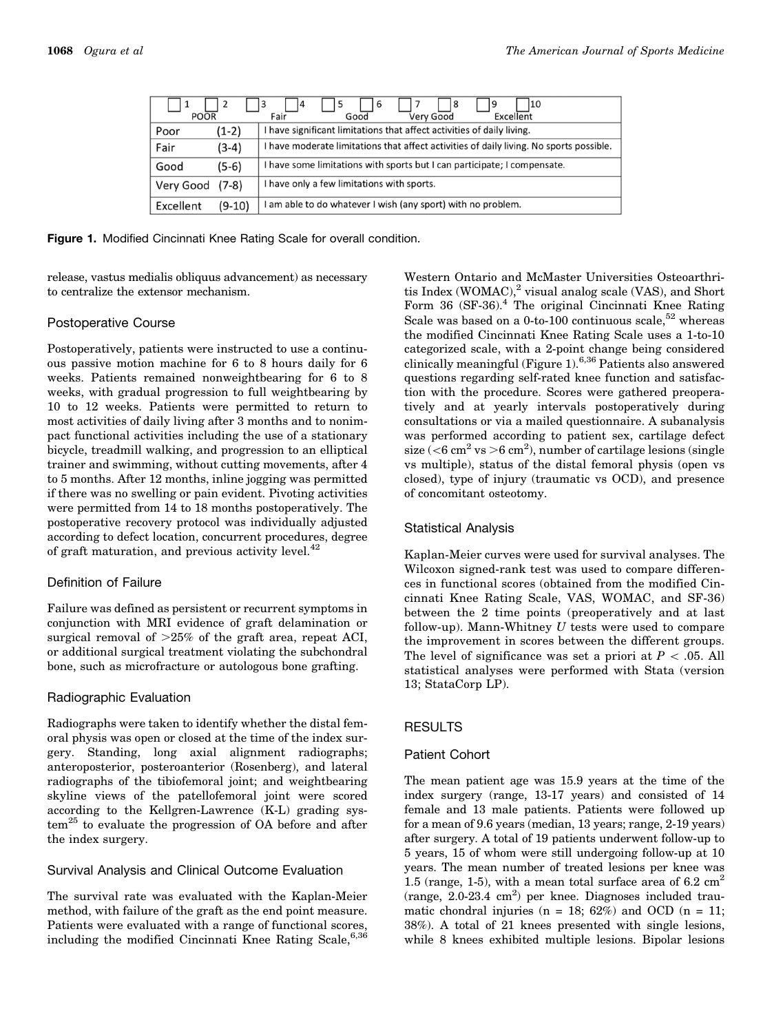| 1 | 2 | 3 | 4 | 5 | 6 | 7 | 8 | 9 | 10 |
|---|---|---|---|---|---|---|---|---|---|
| POOR | | Fair | | Good | | Very Good | | Excellent | |

| Rating | Description |
|---|---|
| Poor (1-2) | I have significant limitations that affect activities of daily living. |
| Fair (3-4) | I have moderate limitations that affect activities of daily living. No sports possible. |
| Good (5-6) | I have some limitations with sports but I can participate; I compensate. |
| Very Good (7-8) | I have only a few limitations with sports. |
| Excellent (9-10) | I am able to do whatever I wish (any sport) with no problem. |

**Figure 1.** Modified Cincinnati Knee Rating Scale for overall condition.

release, vastus medialis obliquus advancement) as necessary to centralize the extensor mechanism.

## Postoperative Course

Postoperatively, patients were instructed to use a continuous passive motion machine for 6 to 8 hours daily for 6 weeks. Patients remained nonweightbearing for 6 to 8 weeks, with gradual progression to full weightbearing by 10 to 12 weeks. Patients were permitted to return to most activities of daily living after 3 months and to nonimpact functional activities including the use of a stationary bicycle, treadmill walking, and progression to an elliptical trainer and swimming, without cutting movements, after 4 to 5 months. After 12 months, inline jogging was permitted if there was no swelling or pain evident. Pivoting activities were permitted from 14 to 18 months postoperatively. The postoperative recovery protocol was individually adjusted according to defect location, concurrent procedures, degree of graft maturation, and previous activity level.[42]

## Definition of Failure

Failure was defined as persistent or recurrent symptoms in conjunction with MRI evidence of graft delamination or surgical removal of >25% of the graft area, repeat ACI, or additional surgical treatment violating the subchondral bone, such as microfracture or autologous bone grafting.

## Radiographic Evaluation

Radiographs were taken to identify whether the distal femoral physis was open or closed at the time of the index surgery. Standing, long axial alignment radiographs; anteroposterior, posteroanterior (Rosenberg), and lateral radiographs of the tibiofemoral joint; and weightbearing skyline views of the patellofemoral joint were scored according to the Kellgren-Lawrence (K-L) grading system[25] to evaluate the progression of OA before and after the index surgery.

## Survival Analysis and Clinical Outcome Evaluation

The survival rate was evaluated with the Kaplan-Meier method, with failure of the graft as the end point measure. Patients were evaluated with a range of functional scores, including the modified Cincinnati Knee Rating Scale,[6,36] Western Ontario and McMaster Universities Osteoarthritis Index (WOMAC),[2] visual analog scale (VAS), and Short Form 36 (SF-36).[4] The original Cincinnati Knee Rating Scale was based on a 0-to-100 continuous scale,[52] whereas the modified Cincinnati Knee Rating Scale uses a 1-to-10 categorized scale, with a 2-point change being considered clinically meaningful (Figure 1).[6,36] Patients also answered questions regarding self-rated knee function and satisfaction with the procedure. Scores were gathered preoperatively and at yearly intervals postoperatively during consultations or via a mailed questionnaire. A subanalysis was performed according to patient sex, cartilage defect size (<6 cm$^2$ vs >6 cm$^2$), number of cartilage lesions (single vs multiple), status of the distal femoral physis (open vs closed), type of injury (traumatic vs OCD), and presence of concomitant osteotomy.

## Statistical Analysis

Kaplan-Meier curves were used for survival analyses. The Wilcoxon signed-rank test was used to compare differences in functional scores (obtained from the modified Cincinnati Knee Rating Scale, VAS, WOMAC, and SF-36) between the 2 time points (preoperatively and at last follow-up). Mann-Whitney *U* tests were used to compare the improvement in scores between the different groups. The level of significance was set a priori at $P < .05$. All statistical analyses were performed with Stata (version 13; StataCorp LP).

# RESULTS

## Patient Cohort

The mean patient age was 15.9 years at the time of the index surgery (range, 13-17 years) and consisted of 14 female and 13 male patients. Patients were followed up for a mean of 9.6 years (median, 13 years; range, 2-19 years) after surgery. A total of 19 patients underwent follow-up to 5 years, 15 of whom were still undergoing follow-up at 10 years. The mean number of treated lesions per knee was 1.5 (range, 1-5), with a mean total surface area of 6.2 cm$^2$ (range, 2.0-23.4 cm$^2$) per knee. Diagnoses included traumatic chondral injuries (n = 18; 62%) and OCD (n = 11; 38%). A total of 21 knees presented with single lesions, while 8 knees exhibited multiple lesions. Bipolar lesions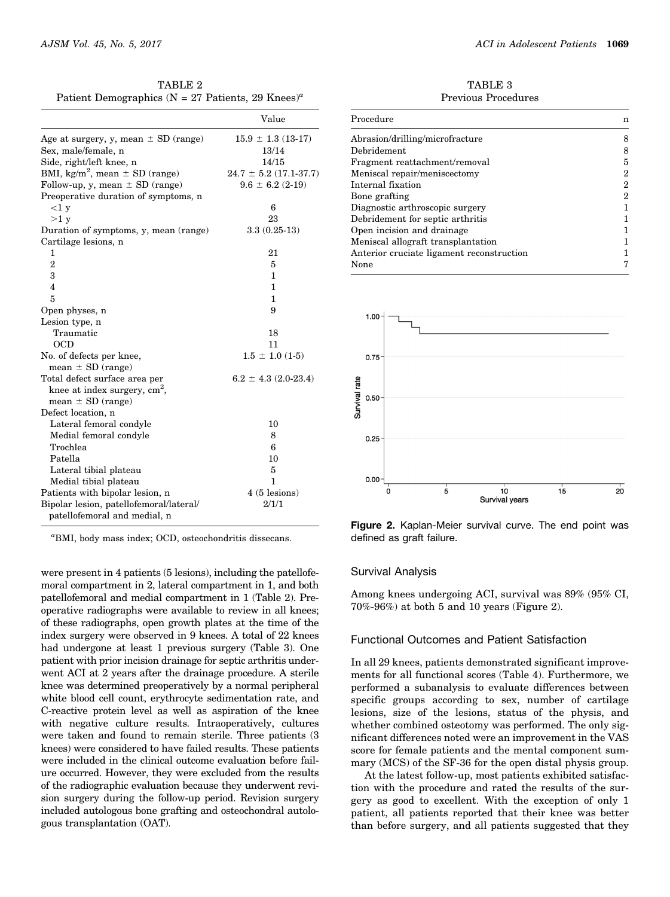TABLE 2
Patient Demographics (N = 27 Patients, 29 Knees)[a]

| | Value |
|---|---|
| Age at surgery, y, mean ± SD (range) | 15.9 ± 1.3 (13-17) |
| Sex, male/female, n | 13/14 |
| Side, right/left knee, n | 14/15 |
| BMI, kg/m$^2$, mean ± SD (range) | 24.7 ± 5.2 (17.1-37.7) |
| Follow-up, y, mean ± SD (range) | 9.6 ± 6.2 (2-19) |
| Preoperative duration of symptoms, n | |
| <1 y | 6 |
| >1 y | 23 |
| Duration of symptoms, y, mean (range) | 3.3 (0.25-13) |
| Cartilage lesions, n | |
| 1 | 21 |
| 2 | 5 |
| 3 | 1 |
| 4 | 1 |
| 5 | 1 |
| Open physes, n | 9 |
| Lesion type, n | |
| Traumatic | 18 |
| OCD | 11 |
| No. of defects per knee, mean ± SD (range) | 1.5 ± 1.0 (1-5) |
| Total defect surface area per knee at index surgery, cm$^2$, mean ± SD (range) | 6.2 ± 4.3 (2.0-23.4) |
| Defect location, n | |
| Lateral femoral condyle | 10 |
| Medial femoral condyle | 8 |
| Trochlea | 6 |
| Patella | 10 |
| Lateral tibial plateau | 5 |
| Medial tibial plateau | 1 |
| Patients with bipolar lesion, n | 4 (5 lesions) |
| Bipolar lesion, patellofemoral/lateral/patellofemoral and medial, n | 2/1/1 |

[a]BMI, body mass index; OCD, osteochondritis dissecans.

were present in 4 patients (5 lesions), including the patellofemoral compartment in 2, lateral compartment in 1, and both patellofemoral and medial compartment in 1 (Table 2). Preoperative radiographs were available to review in all knees; of these radiographs, open growth plates at the time of the index surgery were observed in 9 knees. A total of 22 knees had undergone at least 1 previous surgery (Table 3). One patient with prior incision drainage for septic arthritis underwent ACI at 2 years after the drainage procedure. A sterile knee was determined preoperatively by a normal peripheral white blood cell count, erythrocyte sedimentation rate, and C-reactive protein level as well as aspiration of the knee with negative culture results. Intraoperatively, cultures were taken and found to remain sterile. Three patients (3 knees) were considered to have failed results. These patients were included in the clinical outcome evaluation before failure occurred. However, they were excluded from the results of the radiographic evaluation because they underwent revision surgery during the follow-up period. Revision surgery included autologous bone grafting and osteochondral autologous transplantation (OAT).

TABLE 3
Previous Procedures

| Procedure | n |
|---|---|
| Abrasion/drilling/microfracture | 8 |
| Debridement | 8 |
| Fragment reattachment/removal | 5 |
| Meniscal repair/meniscectomy | 2 |
| Internal fixation | 2 |
| Bone grafting | 2 |
| Diagnostic arthroscopic surgery | 1 |
| Debridement for septic arthritis | 1 |
| Open incision and drainage | 1 |
| Meniscal allograft transplantation | 1 |
| Anterior cruciate ligament reconstruction | 1 |
| None | 7 |

**Figure 2.** Kaplan-Meier survival curve. The end point was defined as graft failure.

## Survival Analysis

Among knees undergoing ACI, survival was 89% (95% CI, 70%-96%) at both 5 and 10 years (Figure 2).

## Functional Outcomes and Patient Satisfaction

In all 29 knees, patients demonstrated significant improvements for all functional scores (Table 4). Furthermore, we performed a subanalysis to evaluate differences between specific groups according to sex, number of cartilage lesions, size of the lesions, status of the physis, and whether combined osteotomy was performed. The only significant differences noted were an improvement in the VAS score for female patients and the mental component summary (MCS) of the SF-36 for the open distal physis group.

At the latest follow-up, most patients exhibited satisfaction with the procedure and rated the results of the surgery as good to excellent. With the exception of only 1 patient, all patients reported that their knee was better than before surgery, and all patients suggested that they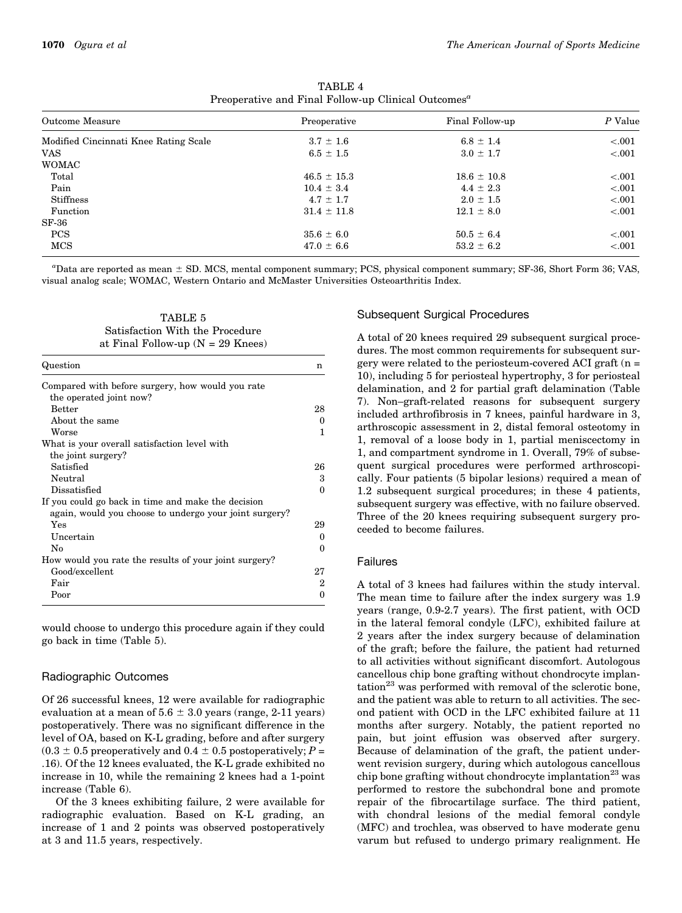TABLE 4
Preoperative and Final Follow-up Clinical Outcomes[a]

| Outcome Measure | Preoperative | Final Follow-up | *P* Value |
|---|---|---|---|
| Modified Cincinnati Knee Rating Scale | 3.7 ± 1.6 | 6.8 ± 1.4 | <.001 |
| VAS | 6.5 ± 1.5 | 3.0 ± 1.7 | <.001 |
| WOMAC | | | |
| Total | 46.5 ± 15.3 | 18.6 ± 10.8 | <.001 |
| Pain | 10.4 ± 3.4 | 4.4 ± 2.3 | <.001 |
| Stiffness | 4.7 ± 1.7 | 2.0 ± 1.5 | <.001 |
| Function | 31.4 ± 11.8 | 12.1 ± 8.0 | <.001 |
| SF-36 | | | |
| PCS | 35.6 ± 6.0 | 50.5 ± 6.4 | <.001 |
| MCS | 47.0 ± 6.6 | 53.2 ± 6.2 | <.001 |

[a]Data are reported as mean ± SD. MCS, mental component summary; PCS, physical component summary; SF-36, Short Form 36; VAS, visual analog scale; WOMAC, Western Ontario and McMaster Universities Osteoarthritis Index.

TABLE 5
Satisfaction With the Procedure at Final Follow-up (N = 29 Knees)

| Question | n |
|---|---|
| Compared with before surgery, how would you rate the operated joint now? | |
| Better | 28 |
| About the same | 0 |
| Worse | 1 |
| What is your overall satisfaction level with the joint surgery? | |
| Satisfied | 26 |
| Neutral | 3 |
| Dissatisfied | 0 |
| If you could go back in time and make the decision again, would you choose to undergo your joint surgery? | |
| Yes | 29 |
| Uncertain | 0 |
| No | 0 |
| How would you rate the results of your joint surgery? | |
| Good/excellent | 27 |
| Fair | 2 |
| Poor | 0 |

would choose to undergo this procedure again if they could go back in time (Table 5).

## Radiographic Outcomes

Of 26 successful knees, 12 were available for radiographic evaluation at a mean of 5.6 ± 3.0 years (range, 2-11 years) postoperatively. There was no significant difference in the level of OA, based on K-L grading, before and after surgery (0.3 ± 0.5 preoperatively and 0.4 ± 0.5 postoperatively; $P = .16$). Of the 12 knees evaluated, the K-L grade exhibited no increase in 10, while the remaining 2 knees had a 1-point increase (Table 6).

Of the 3 knees exhibiting failure, 2 were available for radiographic evaluation. Based on K-L grading, an increase of 1 and 2 points was observed postoperatively at 3 and 11.5 years, respectively.

## Subsequent Surgical Procedures

A total of 20 knees required 29 subsequent surgical procedures. The most common requirements for subsequent surgery were related to the periosteum-covered ACI graft (n = 10), including 5 for periosteal hypertrophy, 3 for periosteal delamination, and 2 for partial graft delamination (Table 7). Non–graft-related reasons for subsequent surgery included arthrofibrosis in 7 knees, painful hardware in 3, arthroscopic assessment in 2, distal femoral osteotomy in 1, removal of a loose body in 1, partial meniscectomy in 1, and compartment syndrome in 1. Overall, 79% of subsequent surgical procedures were performed arthroscopically. Four patients (5 bipolar lesions) required a mean of 1.2 subsequent surgical procedures; in these 4 patients, subsequent surgery was effective, with no failure observed. Three of the 20 knees requiring subsequent surgery proceeded to become failures.

## Failures

A total of 3 knees had failures within the study interval. The mean time to failure after the index surgery was 1.9 years (range, 0.9-2.7 years). The first patient, with OCD in the lateral femoral condyle (LFC), exhibited failure at 2 years after the index surgery because of delamination of the graft; before the failure, the patient had returned to all activities without significant discomfort. Autologous cancellous chip bone grafting without chondrocyte implantation[23] was performed with removal of the sclerotic bone, and the patient was able to return to all activities. The second patient with OCD in the LFC exhibited failure at 11 months after surgery. Notably, the patient reported no pain, but joint effusion was observed after surgery. Because of delamination of the graft, the patient underwent revision surgery, during which autologous cancellous chip bone grafting without chondrocyte implantation[23] was performed to restore the subchondral bone and promote repair of the fibrocartilage surface. The third patient, with chondral lesions of the medial femoral condyle (MFC) and trochlea, was observed to have moderate genu varum but refused to undergo primary realignment. He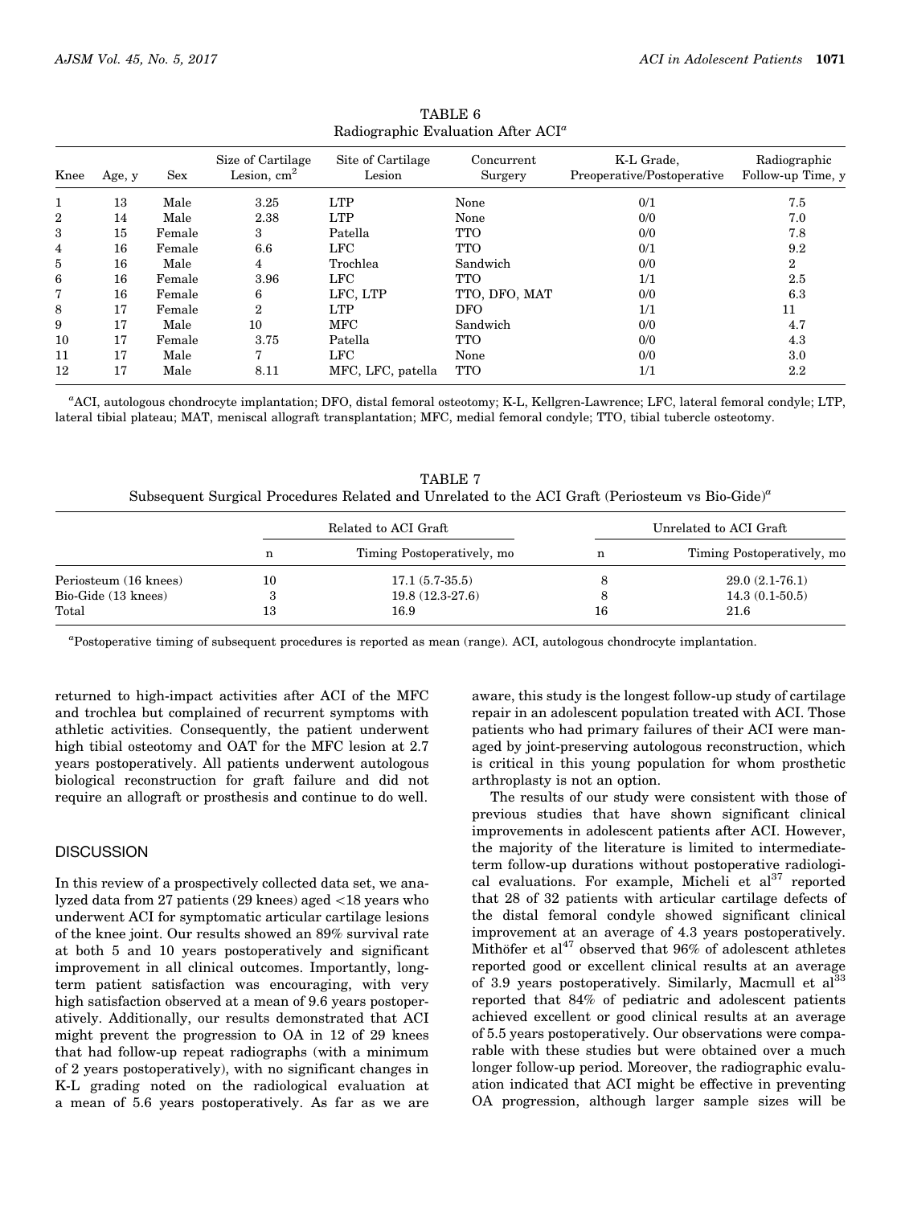TABLE 6
Radiographic Evaluation After ACI[a]

| Knee | Age, y | Sex | Size of Cartilage Lesion, $cm^2$ | Site of Cartilage Lesion | Concurrent Surgery | K-L Grade, Preoperative/Postoperative | Radiographic Follow-up Time, y |
|---|---|---|---|---|---|---|---|
| 1 | 13 | Male | 3.25 | LTP | None | 0/1 | 7.5 |
| 2 | 14 | Male | 2.38 | LTP | None | 0/0 | 7.0 |
| 3 | 15 | Female | 3 | Patella | TTO | 0/0 | 7.8 |
| 4 | 16 | Female | 6.6 | LFC | TTO | 0/1 | 9.2 |
| 5 | 16 | Male | 4 | Trochlea | Sandwich | 0/0 | 2 |
| 6 | 16 | Female | 3.96 | LFC | TTO | 1/1 | 2.5 |
| 7 | 16 | Female | 6 | LFC, LTP | TTO, DFO, MAT | 0/0 | 6.3 |
| 8 | 17 | Female | 2 | LTP | DFO | 1/1 | 11 |
| 9 | 17 | Male | 10 | MFC | Sandwich | 0/0 | 4.7 |
| 10 | 17 | Female | 3.75 | Patella | TTO | 0/0 | 4.3 |
| 11 | 17 | Male | 7 | LFC | None | 0/0 | 3.0 |
| 12 | 17 | Male | 8.11 | MFC, LFC, patella | TTO | 1/1 | 2.2 |

[a]ACI, autologous chondrocyte implantation; DFO, distal femoral osteotomy; K-L, Kellgren-Lawrence; LFC, lateral femoral condyle; LTP, lateral tibial plateau; MAT, meniscal allograft transplantation; MFC, medial femoral condyle; TTO, tibial tubercle osteotomy.

TABLE 7
Subsequent Surgical Procedures Related and Unrelated to the ACI Graft (Periosteum vs Bio-Gide)[a]

| | Related to ACI Graft | | Unrelated to ACI Graft | |
|---|---|---|---|---|
| | n | Timing Postoperatively, mo | n | Timing Postoperatively, mo |
| Periosteum (16 knees) | 10 | 17.1 (5.7-35.5) | 8 | 29.0 (2.1-76.1) |
| Bio-Gide (13 knees) | 3 | 19.8 (12.3-27.6) | 8 | 14.3 (0.1-50.5) |
| Total | 13 | 16.9 | 16 | 21.6 |

[a]Postoperative timing of subsequent procedures is reported as mean (range). ACI, autologous chondrocyte implantation.

returned to high-impact activities after ACI of the MFC and trochlea but complained of recurrent symptoms with athletic activities. Consequently, the patient underwent high tibial osteotomy and OAT for the MFC lesion at 2.7 years postoperatively. All patients underwent autologous biological reconstruction for graft failure and did not require an allograft or prosthesis and continue to do well.

## DISCUSSION

In this review of a prospectively collected data set, we analyzed data from 27 patients (29 knees) aged <18 years who underwent ACI for symptomatic articular cartilage lesions of the knee joint. Our results showed an 89% survival rate at both 5 and 10 years postoperatively and significant improvement in all clinical outcomes. Importantly, long-term patient satisfaction was encouraging, with very high satisfaction observed at a mean of 9.6 years postoperatively. Additionally, our results demonstrated that ACI might prevent the progression to OA in 12 of 29 knees that had follow-up repeat radiographs (with a minimum of 2 years postoperatively), with no significant changes in K-L grading noted on the radiological evaluation at a mean of 5.6 years postoperatively. As far as we are aware, this study is the longest follow-up study of cartilage repair in an adolescent population treated with ACI. Those patients who had primary failures of their ACI were managed by joint-preserving autologous reconstruction, which is critical in this young population for whom prosthetic arthroplasty is not an option.

The results of our study were consistent with those of previous studies that have shown significant clinical improvements in adolescent patients after ACI. However, the majority of the literature is limited to intermediate-term follow-up durations without postoperative radiological evaluations. For example, Micheli et al[37] reported that 28 of 32 patients with articular cartilage defects of the distal femoral condyle showed significant clinical improvement at an average of 4.3 years postoperatively. Mithöfer et al[47] observed that 96% of adolescent athletes reported good or excellent clinical results at an average of 3.9 years postoperatively. Similarly, Macmull et al[33] reported that 84% of pediatric and adolescent patients achieved excellent or good clinical results at an average of 5.5 years postoperatively. Our observations were comparable with these studies but were obtained over a much longer follow-up period. Moreover, the radiographic evaluation indicated that ACI might be effective in preventing OA progression, although larger sample sizes will be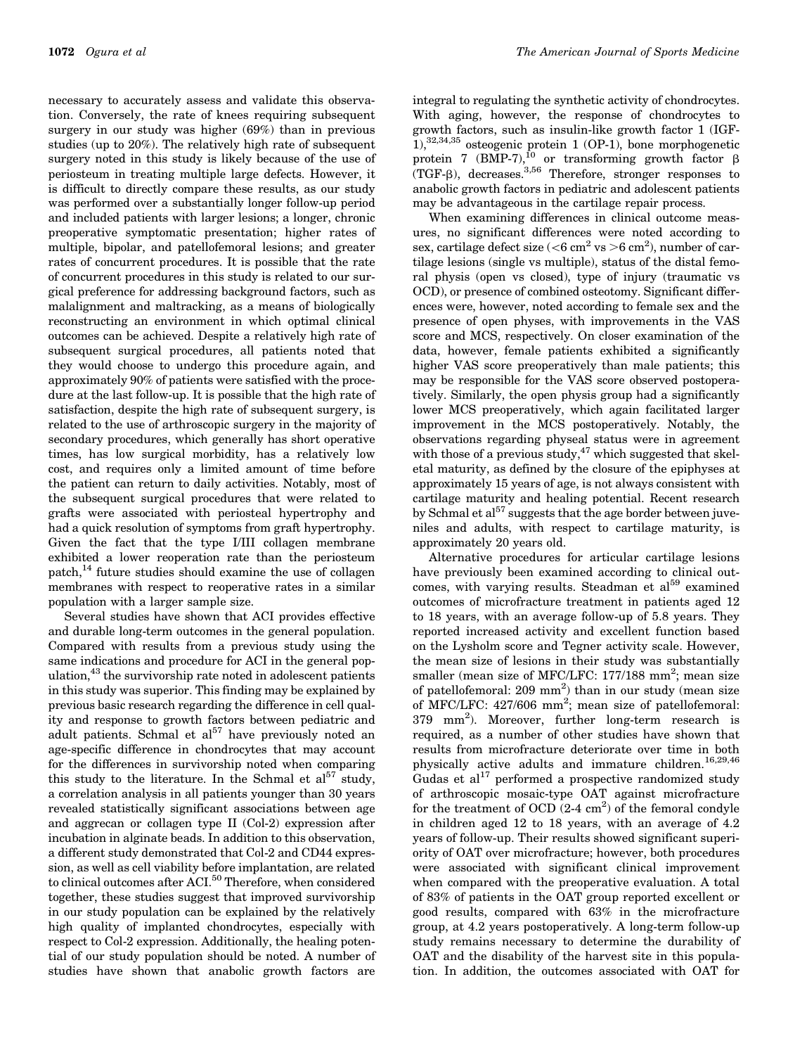necessary to accurately assess and validate this observation. Conversely, the rate of knees requiring subsequent surgery in our study was higher (69%) than in previous studies (up to 20%). The relatively high rate of subsequent surgery noted in this study is likely because of the use of periosteum in treating multiple large defects. However, it is difficult to directly compare these results, as our study was performed over a substantially longer follow-up period and included patients with larger lesions; a longer, chronic preoperative symptomatic presentation; higher rates of multiple, bipolar, and patellofemoral lesions; and greater rates of concurrent procedures. It is possible that the rate of concurrent procedures in this study is related to our surgical preference for addressing background factors, such as malalignment and maltracking, as a means of biologically reconstructing an environment in which optimal clinical outcomes can be achieved. Despite a relatively high rate of subsequent surgical procedures, all patients noted that they would choose to undergo this procedure again, and approximately 90% of patients were satisfied with the procedure at the last follow-up. It is possible that the high rate of satisfaction, despite the high rate of subsequent surgery, is related to the use of arthroscopic surgery in the majority of secondary procedures, which generally has short operative times, has low surgical morbidity, has a relatively low cost, and requires only a limited amount of time before the patient can return to daily activities. Notably, most of the subsequent surgical procedures that were related to grafts were associated with periosteal hypertrophy and had a quick resolution of symptoms from graft hypertrophy. Given the fact that the type I/III collagen membrane exhibited a lower reoperation rate than the periosteum patch,[14] future studies should examine the use of collagen membranes with respect to reoperative rates in a similar population with a larger sample size.

Several studies have shown that ACI provides effective and durable long-term outcomes in the general population. Compared with results from a previous study using the same indications and procedure for ACI in the general population,[43] the survivorship rate noted in adolescent patients in this study was superior. This finding may be explained by previous basic research regarding the difference in cell quality and response to growth factors between pediatric and adult patients. Schmal et al[57] have previously noted an age-specific difference in chondrocytes that may account for the differences in survivorship noted when comparing this study to the literature. In the Schmal et al[57] study, a correlation analysis in all patients younger than 30 years revealed statistically significant associations between age and aggrecan or collagen type II (Col-2) expression after incubation in alginate beads. In addition to this observation, a different study demonstrated that Col-2 and CD44 expression, as well as cell viability before implantation, are related to clinical outcomes after ACI.[50] Therefore, when considered together, these studies suggest that improved survivorship in our study population can be explained by the relatively high quality of implanted chondrocytes, especially with respect to Col-2 expression. Additionally, the healing potential of our study population should be noted. A number of studies have shown that anabolic growth factors are integral to regulating the synthetic activity of chondrocytes. With aging, however, the response of chondrocytes to growth factors, such as insulin-like growth factor 1 (IGF-1),[32,34,35] osteogenic protein 1 (OP-1), bone morphogenetic protein 7 (BMP-7),[10] or transforming growth factor β (TGF-β), decreases.[3,56] Therefore, stronger responses to anabolic growth factors in pediatric and adolescent patients may be advantageous in the cartilage repair process.

When examining differences in clinical outcome measures, no significant differences were noted according to sex, cartilage defect size (<6 cm$^2$ vs >6 cm$^2$), number of cartilage lesions (single vs multiple), status of the distal femoral physis (open vs closed), type of injury (traumatic vs OCD), or presence of combined osteotomy. Significant differences were, however, noted according to female sex and the presence of open physes, with improvements in the VAS score and MCS, respectively. On closer examination of the data, however, female patients exhibited a significantly higher VAS score preoperatively than male patients; this may be responsible for the VAS score observed postoperatively. Similarly, the open physis group had a significantly lower MCS preoperatively, which again facilitated larger improvement in the MCS postoperatively. Notably, the observations regarding physeal status were in agreement with those of a previous study,[47] which suggested that skeletal maturity, as defined by the closure of the epiphyses at approximately 15 years of age, is not always consistent with cartilage maturity and healing potential. Recent research by Schmal et al[57] suggests that the age border between juveniles and adults, with respect to cartilage maturity, is approximately 20 years old.

Alternative procedures for articular cartilage lesions have previously been examined according to clinical outcomes, with varying results. Steadman et al[59] examined outcomes of microfracture treatment in patients aged 12 to 18 years, with an average follow-up of 5.8 years. They reported increased activity and excellent function based on the Lysholm score and Tegner activity scale. However, the mean size of lesions in their study was substantially smaller (mean size of MFC/LFC: 177/188 mm$^2$; mean size of patellofemoral: 209 mm$^2$) than in our study (mean size of MFC/LFC: 427/606 mm$^2$; mean size of patellofemoral: 379 mm$^2$). Moreover, further long-term research is required, as a number of other studies have shown that results from microfracture deteriorate over time in both physically active adults and immature children.[16,29,46] Gudas et al[17] performed a prospective randomized study of arthroscopic mosaic-type OAT against microfracture for the treatment of OCD (2-4 cm$^2$) of the femoral condyle in children aged 12 to 18 years, with an average of 4.2 years of follow-up. Their results showed significant superiority of OAT over microfracture; however, both procedures were associated with significant clinical improvement when compared with the preoperative evaluation. A total of 83% of patients in the OAT group reported excellent or good results, compared with 63% in the microfracture group, at 4.2 years postoperatively. A long-term follow-up study remains necessary to determine the durability of OAT and the disability of the harvest site in this population. In addition, the outcomes associated with OAT for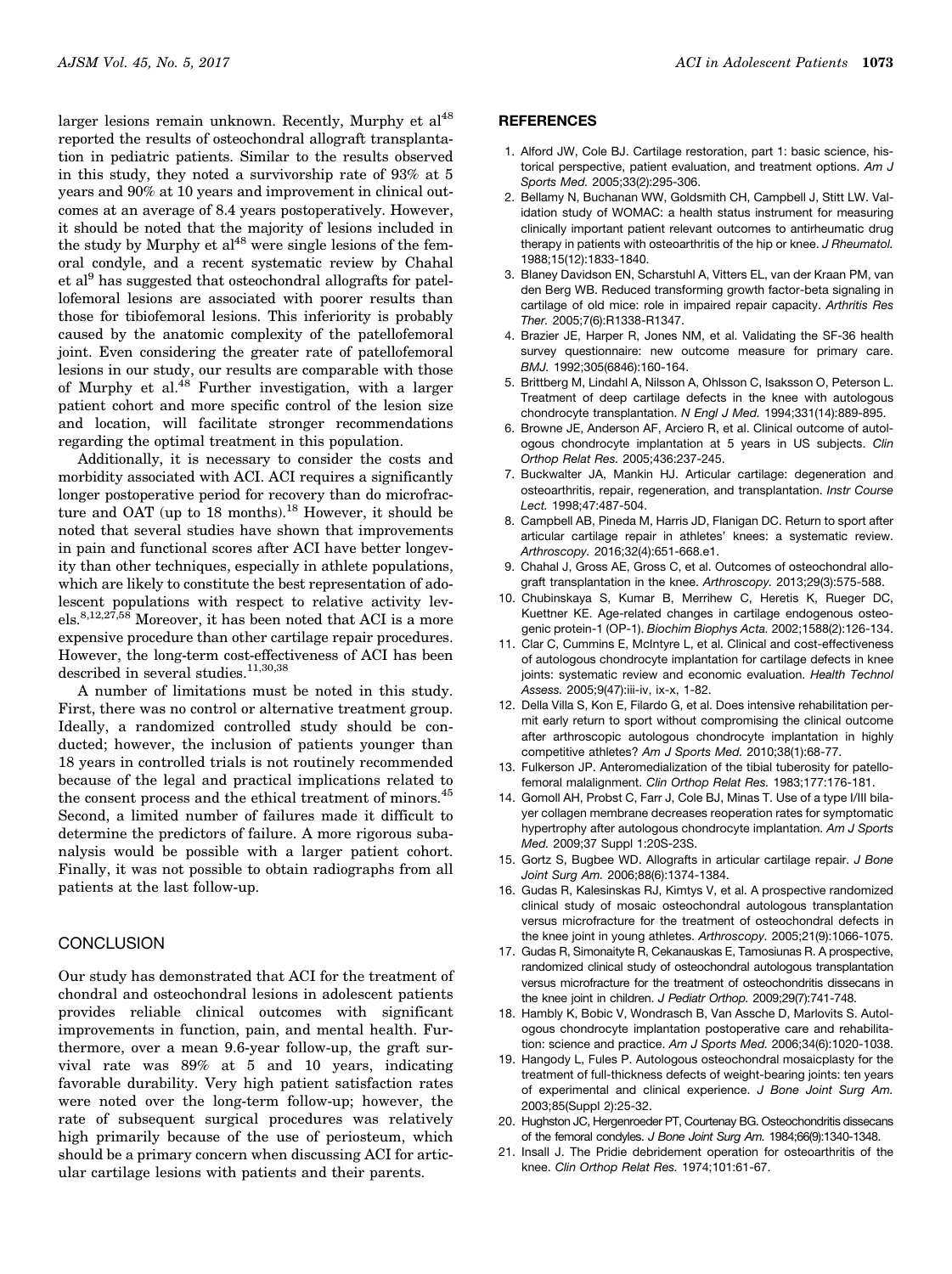larger lesions remain unknown. Recently, Murphy et al[48] reported the results of osteochondral allograft transplantation in pediatric patients. Similar to the results observed in this study, they noted a survivorship rate of 93% at 5 years and 90% at 10 years and improvement in clinical outcomes at an average of 8.4 years postoperatively. However, it should be noted that the majority of lesions included in the study by Murphy et al[48] were single lesions of the femoral condyle, and a recent systematic review by Chahal et al[9] has suggested that osteochondral allografts for patellofemoral lesions are associated with poorer results than those for tibiofemoral lesions. This inferiority is probably caused by the anatomic complexity of the patellofemoral joint. Even considering the greater rate of patellofemoral lesions in our study, our results are comparable with those of Murphy et al.[48] Further investigation, with a larger patient cohort and more specific control of the lesion size and location, will facilitate stronger recommendations regarding the optimal treatment in this population.

Additionally, it is necessary to consider the costs and morbidity associated with ACI. ACI requires a significantly longer postoperative period for recovery than do microfracture and OAT (up to 18 months).[18] However, it should be noted that several studies have shown that improvements in pain and functional scores after ACI have better longevity than other techniques, especially in athlete populations, which are likely to constitute the best representation of adolescent populations with respect to relative activity levels.[8,12,27,58] Moreover, it has been noted that ACI is a more expensive procedure than other cartilage repair procedures. However, the long-term cost-effectiveness of ACI has been described in several studies.[11,30,38]

A number of limitations must be noted in this study. First, there was no control or alternative treatment group. Ideally, a randomized controlled study should be conducted; however, the inclusion of patients younger than 18 years in controlled trials is not routinely recommended because of the legal and practical implications related to the consent process and the ethical treatment of minors.[45] Second, a limited number of failures made it difficult to determine the predictors of failure. A more rigorous subanalysis would be possible with a larger patient cohort. Finally, it was not possible to obtain radiographs from all patients at the last follow-up.

## CONCLUSION

Our study has demonstrated that ACI for the treatment of chondral and osteochondral lesions in adolescent patients provides reliable clinical outcomes with significant improvements in function, pain, and mental health. Furthermore, over a mean 9.6-year follow-up, the graft survival rate was 89% at 5 and 10 years, indicating favorable durability. Very high patient satisfaction rates were noted over the long-term follow-up; however, the rate of subsequent surgical procedures was relatively high primarily because of the use of periosteum, which should be a primary concern when discussing ACI for articular cartilage lesions with patients and their parents.

## REFERENCES

1. Alford JW, Cole BJ. Cartilage restoration, part 1: basic science, historical perspective, patient evaluation, and treatment options. *Am J Sports Med.* 2005;33(2):295-306.
2. Bellamy N, Buchanan WW, Goldsmith CH, Campbell J, Stitt LW. Validation study of WOMAC: a health status instrument for measuring clinically important patient relevant outcomes to antirheumatic drug therapy in patients with osteoarthritis of the hip or knee. *J Rheumatol.* 1988;15(12):1833-1840.
3. Blaney Davidson EN, Scharstuhl A, Vitters EL, van der Kraan PM, van den Berg WB. Reduced transforming growth factor-beta signaling in cartilage of old mice: role in impaired repair capacity. *Arthritis Res Ther.* 2005;7(6):R1338-R1347.
4. Brazier JE, Harper R, Jones NM, et al. Validating the SF-36 health survey questionnaire: new outcome measure for primary care. *BMJ.* 1992;305(6846):160-164.
5. Brittberg M, Lindahl A, Nilsson A, Ohlsson C, Isaksson O, Peterson L. Treatment of deep cartilage defects in the knee with autologous chondrocyte transplantation. *N Engl J Med.* 1994;331(14):889-895.
6. Browne JE, Anderson AF, Arciero R, et al. Clinical outcome of autologous chondrocyte implantation at 5 years in US subjects. *Clin Orthop Relat Res.* 2005;436:237-245.
7. Buckwalter JA, Mankin HJ. Articular cartilage: degeneration and osteoarthritis, repair, regeneration, and transplantation. *Instr Course Lect.* 1998;47:487-504.
8. Campbell AB, Pineda M, Harris JD, Flanigan DC. Return to sport after articular cartilage repair in athletes' knees: a systematic review. *Arthroscopy.* 2016;32(4):651-668.e1.
9. Chahal J, Gross AE, Gross C, et al. Outcomes of osteochondral allograft transplantation in the knee. *Arthroscopy.* 2013;29(3):575-588.
10. Chubinskaya S, Kumar B, Merrihew C, Heretis K, Rueger DC, Kuettner KE. Age-related changes in cartilage endogenous osteogenic protein-1 (OP-1). *Biochim Biophys Acta.* 2002;1588(2):126-134.
11. Clar C, Cummins E, McIntyre L, et al. Clinical and cost-effectiveness of autologous chondrocyte implantation for cartilage defects in knee joints: systematic review and economic evaluation. *Health Technol Assess.* 2005;9(47):iii-iv, ix-x, 1-82.
12. Della Villa S, Kon E, Filardo G, et al. Does intensive rehabilitation permit early return to sport without compromising the clinical outcome after arthroscopic autologous chondrocyte implantation in highly competitive athletes? *Am J Sports Med.* 2010;38(1):68-77.
13. Fulkerson JP. Anteromedialization of the tibial tuberosity for patellofemoral malalignment. *Clin Orthop Relat Res.* 1983;177:176-181.
14. Gomoll AH, Probst C, Farr J, Cole BJ, Minas T. Use of a type I/III bilayer collagen membrane decreases reoperation rates for symptomatic hypertrophy after autologous chondrocyte implantation. *Am J Sports Med.* 2009;37 Suppl 1:20S-23S.
15. Gortz S, Bugbee WD. Allografts in articular cartilage repair. *J Bone Joint Surg Am.* 2006;88(6):1374-1384.
16. Gudas R, Kalesinskas RJ, Kimtys V, et al. A prospective randomized clinical study of mosaic osteochondral autologous transplantation versus microfracture for the treatment of osteochondral defects in the knee joint in young athletes. *Arthroscopy.* 2005;21(9):1066-1075.
17. Gudas R, Simonaityte R, Cekanauskas E, Tamosiunas R. A prospective, randomized clinical study of osteochondral autologous transplantation versus microfracture for the treatment of osteochondritis dissecans in the knee joint in children. *J Pediatr Orthop.* 2009;29(7):741-748.
18. Hambly K, Bobic V, Wondrasch B, Van Assche D, Marlovits S. Autologous chondrocyte implantation postoperative care and rehabilitation: science and practice. *Am J Sports Med.* 2006;34(6):1020-1038.
19. Hangody L, Fules P. Autologous osteochondral mosaicplasty for the treatment of full-thickness defects of weight-bearing joints: ten years of experimental and clinical experience. *J Bone Joint Surg Am.* 2003;85(Suppl 2):25-32.
20. Hughston JC, Hergenroeder PT, Courtenay BG. Osteochondritis dissecans of the femoral condyles. *J Bone Joint Surg Am.* 1984;66(9):1340-1348.
21. Insall J. The Pridie debridement operation for osteoarthritis of the knee. *Clin Orthop Relat Res.* 1974;101:61-67.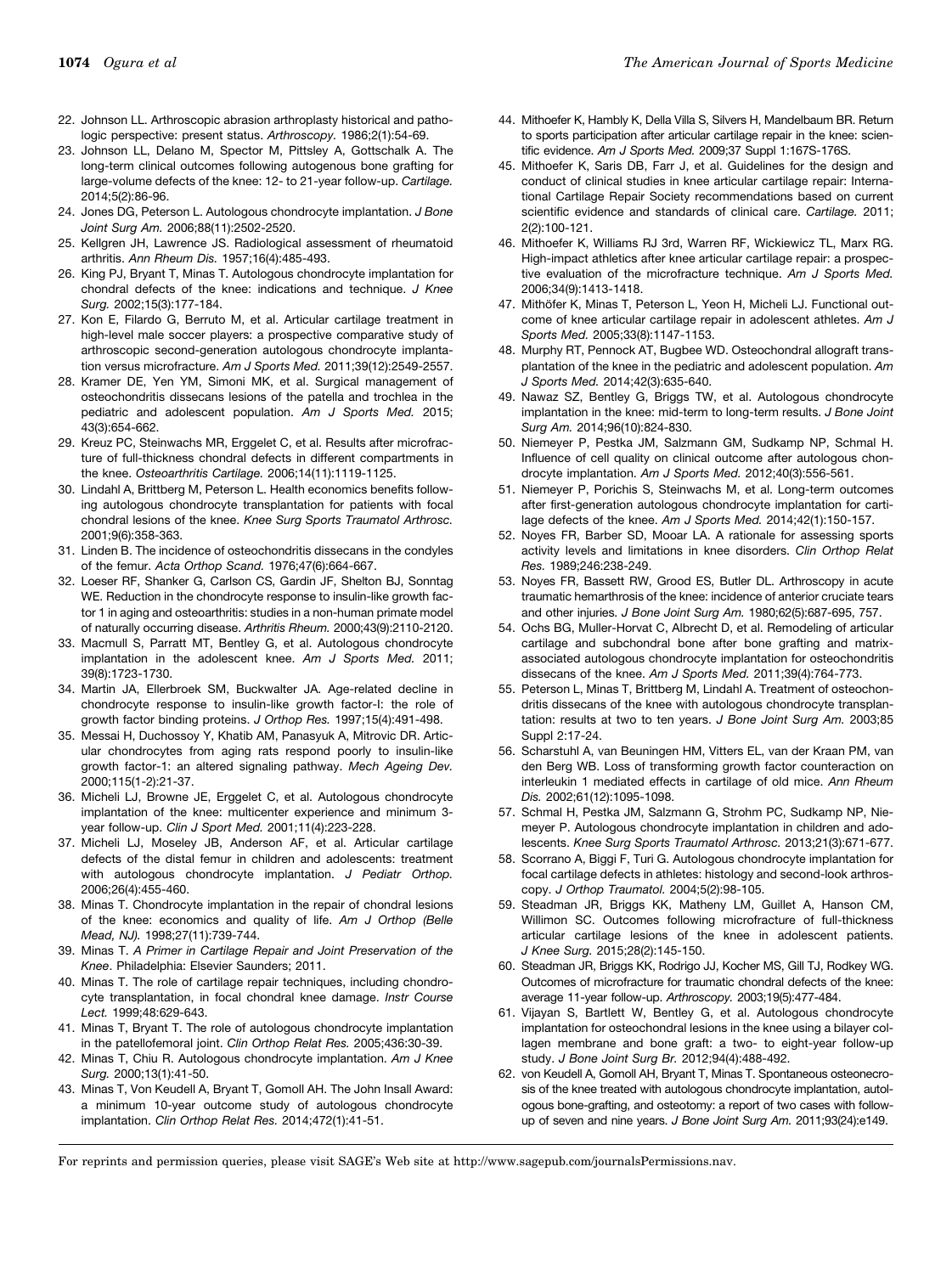22. Johnson LL. Arthroscopic abrasion arthroplasty historical and pathologic perspective: present status. *Arthroscopy.* 1986;2(1):54-69.
23. Johnson LL, Delano M, Spector M, Pittsley A, Gottschalk A. The long-term clinical outcomes following autogenous bone grafting for large-volume defects of the knee: 12- to 21-year follow-up. *Cartilage.* 2014;5(2):86-96.
24. Jones DG, Peterson L. Autologous chondrocyte implantation. *J Bone Joint Surg Am.* 2006;88(11):2502-2520.
25. Kellgren JH, Lawrence JS. Radiological assessment of rheumatoid arthritis. *Ann Rheum Dis.* 1957;16(4):485-493.
26. King PJ, Bryant T, Minas T. Autologous chondrocyte implantation for chondral defects of the knee: indications and technique. *J Knee Surg.* 2002;15(3):177-184.
27. Kon E, Filardo G, Berruto M, et al. Articular cartilage treatment in high-level male soccer players: a prospective comparative study of arthroscopic second-generation autologous chondrocyte implantation versus microfracture. *Am J Sports Med.* 2011;39(12):2549-2557.
28. Kramer DE, Yen YM, Simoni MK, et al. Surgical management of osteochondritis dissecans lesions of the patella and trochlea in the pediatric and adolescent population. *Am J Sports Med.* 2015; 43(3):654-662.
29. Kreuz PC, Steinwachs MR, Erggelet C, et al. Results after microfracture of full-thickness chondral defects in different compartments in the knee. *Osteoarthritis Cartilage.* 2006;14(11):1119-1125.
30. Lindahl A, Brittberg M, Peterson L. Health economics benefits following autologous chondrocyte transplantation for patients with focal chondral lesions of the knee. *Knee Surg Sports Traumatol Arthrosc.* 2001;9(6):358-363.
31. Linden B. The incidence of osteochondritis dissecans in the condyles of the femur. *Acta Orthop Scand.* 1976;47(6):664-667.
32. Loeser RF, Shanker G, Carlson CS, Gardin JF, Shelton BJ, Sonntag WE. Reduction in the chondrocyte response to insulin-like growth factor 1 in aging and osteoarthritis: studies in a non-human primate model of naturally occurring disease. *Arthritis Rheum.* 2000;43(9):2110-2120.
33. Macmull S, Parratt MT, Bentley G, et al. Autologous chondrocyte implantation in the adolescent knee. *Am J Sports Med.* 2011; 39(8):1723-1730.
34. Martin JA, Ellerbroek SM, Buckwalter JA. Age-related decline in chondrocyte response to insulin-like growth factor-I: the role of growth factor binding proteins. *J Orthop Res.* 1997;15(4):491-498.
35. Messai H, Duchossoy Y, Khatib AM, Panasyuk A, Mitrovic DR. Articular chondrocytes from aging rats respond poorly to insulin-like growth factor-1: an altered signaling pathway. *Mech Ageing Dev.* 2000;115(1-2):21-37.
36. Micheli LJ, Browne JE, Erggelet C, et al. Autologous chondrocyte implantation of the knee: multicenter experience and minimum 3-year follow-up. *Clin J Sport Med.* 2001;11(4):223-228.
37. Micheli LJ, Moseley JB, Anderson AF, et al. Articular cartilage defects of the distal femur in children and adolescents: treatment with autologous chondrocyte implantation. *J Pediatr Orthop.* 2006;26(4):455-460.
38. Minas T. Chondrocyte implantation in the repair of chondral lesions of the knee: economics and quality of life. *Am J Orthop (Belle Mead, NJ).* 1998;27(11):739-744.
39. Minas T. *A Primer in Cartilage Repair and Joint Preservation of the Knee*. Philadelphia: Elsevier Saunders; 2011.
40. Minas T. The role of cartilage repair techniques, including chondrocyte transplantation, in focal chondral knee damage. *Instr Course Lect.* 1999;48:629-643.
41. Minas T, Bryant T. The role of autologous chondrocyte implantation in the patellofemoral joint. *Clin Orthop Relat Res.* 2005;436:30-39.
42. Minas T, Chiu R. Autologous chondrocyte implantation. *Am J Knee Surg.* 2000;13(1):41-50.
43. Minas T, Von Keudell A, Bryant T, Gomoll AH. The John Insall Award: a minimum 10-year outcome study of autologous chondrocyte implantation. *Clin Orthop Relat Res.* 2014;472(1):41-51.
44. Mithoefer K, Hambly K, Della Villa S, Silvers H, Mandelbaum BR. Return to sports participation after articular cartilage repair in the knee: scientific evidence. *Am J Sports Med.* 2009;37 Suppl 1:167S-176S.
45. Mithoefer K, Saris DB, Farr J, et al. Guidelines for the design and conduct of clinical studies in knee articular cartilage repair: International Cartilage Repair Society recommendations based on current scientific evidence and standards of clinical care. *Cartilage.* 2011; 2(2):100-121.
46. Mithoefer K, Williams RJ 3rd, Warren RF, Wickiewicz TL, Marx RG. High-impact athletics after knee articular cartilage repair: a prospective evaluation of the microfracture technique. *Am J Sports Med.* 2006;34(9):1413-1418.
47. Mithöfer K, Minas T, Peterson L, Yeon H, Micheli LJ. Functional outcome of knee articular cartilage repair in adolescent athletes. *Am J Sports Med.* 2005;33(8):1147-1153.
48. Murphy RT, Pennock AT, Bugbee WD. Osteochondral allograft transplantation of the knee in the pediatric and adolescent population. *Am J Sports Med.* 2014;42(3):635-640.
49. Nawaz SZ, Bentley G, Briggs TW, et al. Autologous chondrocyte implantation in the knee: mid-term to long-term results. *J Bone Joint Surg Am.* 2014;96(10):824-830.
50. Niemeyer P, Pestka JM, Salzmann GM, Sudkamp NP, Schmal H. Influence of cell quality on clinical outcome after autologous chondrocyte implantation. *Am J Sports Med.* 2012;40(3):556-561.
51. Niemeyer P, Porichis S, Steinwachs M, et al. Long-term outcomes after first-generation autologous chondrocyte implantation for cartilage defects of the knee. *Am J Sports Med.* 2014;42(1):150-157.
52. Noyes FR, Barber SD, Mooar LA. A rationale for assessing sports activity levels and limitations in knee disorders. *Clin Orthop Relat Res.* 1989;246:238-249.
53. Noyes FR, Bassett RW, Grood ES, Butler DL. Arthroscopy in acute traumatic hemarthrosis of the knee: incidence of anterior cruciate tears and other injuries. *J Bone Joint Surg Am.* 1980;62(5):687-695, 757.
54. Ochs BG, Muller-Horvat C, Albrecht D, et al. Remodeling of articular cartilage and subchondral bone after bone grafting and matrix-associated autologous chondrocyte implantation for osteochondritis dissecans of the knee. *Am J Sports Med.* 2011;39(4):764-773.
55. Peterson L, Minas T, Brittberg M, Lindahl A. Treatment of osteochondritis dissecans of the knee with autologous chondrocyte transplantation: results at two to ten years. *J Bone Joint Surg Am.* 2003;85 Suppl 2:17-24.
56. Scharstuhl A, van Beuningen HM, Vitters EL, van der Kraan PM, van den Berg WB. Loss of transforming growth factor counteraction on interleukin 1 mediated effects in cartilage of old mice. *Ann Rheum Dis.* 2002;61(12):1095-1098.
57. Schmal H, Pestka JM, Salzmann G, Strohm PC, Sudkamp NP, Niemeyer P. Autologous chondrocyte implantation in children and adolescents. *Knee Surg Sports Traumatol Arthrosc.* 2013;21(3):671-677.
58. Scorrano A, Biggi F, Turi G. Autologous chondrocyte implantation for focal cartilage defects in athletes: histology and second-look arthroscopy. *J Orthop Traumatol.* 2004;5(2):98-105.
59. Steadman JR, Briggs KK, Matheny LM, Guillet A, Hanson CM, Willimon SC. Outcomes following microfracture of full-thickness articular cartilage lesions of the knee in adolescent patients. *J Knee Surg.* 2015;28(2):145-150.
60. Steadman JR, Briggs KK, Rodrigo JJ, Kocher MS, Gill TJ, Rodkey WG. Outcomes of microfracture for traumatic chondral defects of the knee: average 11-year follow-up. *Arthroscopy.* 2003;19(5):477-484.
61. Vijayan S, Bartlett W, Bentley G, et al. Autologous chondrocyte implantation for osteochondral lesions in the knee using a bilayer collagen membrane and bone graft: a two- to eight-year follow-up study. *J Bone Joint Surg Br.* 2012;94(4):488-492.
62. von Keudell A, Gomoll AH, Bryant T, Minas T. Spontaneous osteonecrosis of the knee treated with autologous chondrocyte implantation, autologous bone-grafting, and osteotomy: a report of two cases with follow-up of seven and nine years. *J Bone Joint Surg Am.* 2011;93(24):e149.